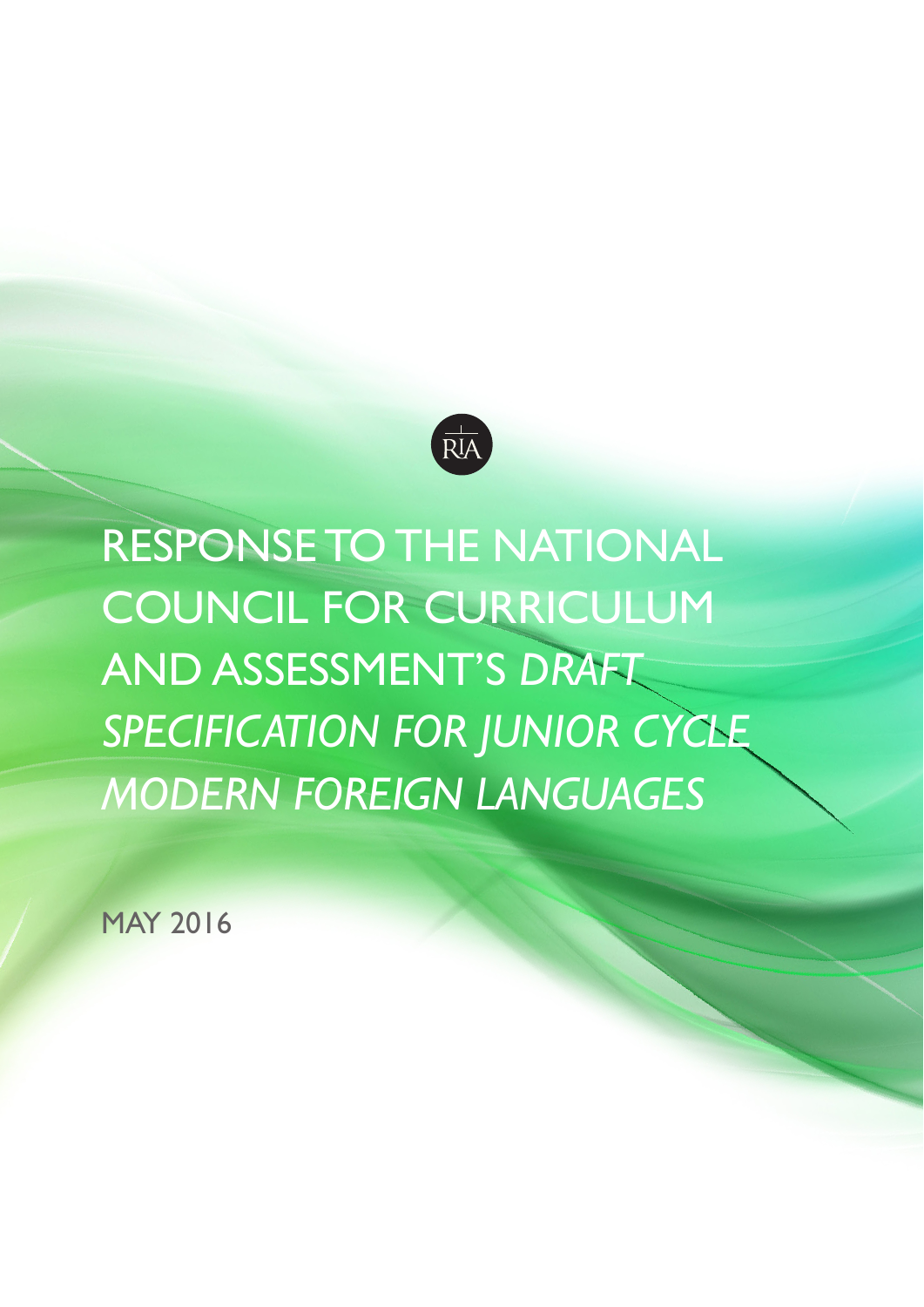RIA

# RESPONSE TO THE NATIONAL COUNCIL FOR CURRICULUM AND ASSESSMENT'S *DRAFT SPECIFICATION FOR JUNIOR CYCLE MODERN FOREIGN LANGUAGES*

MAY 2016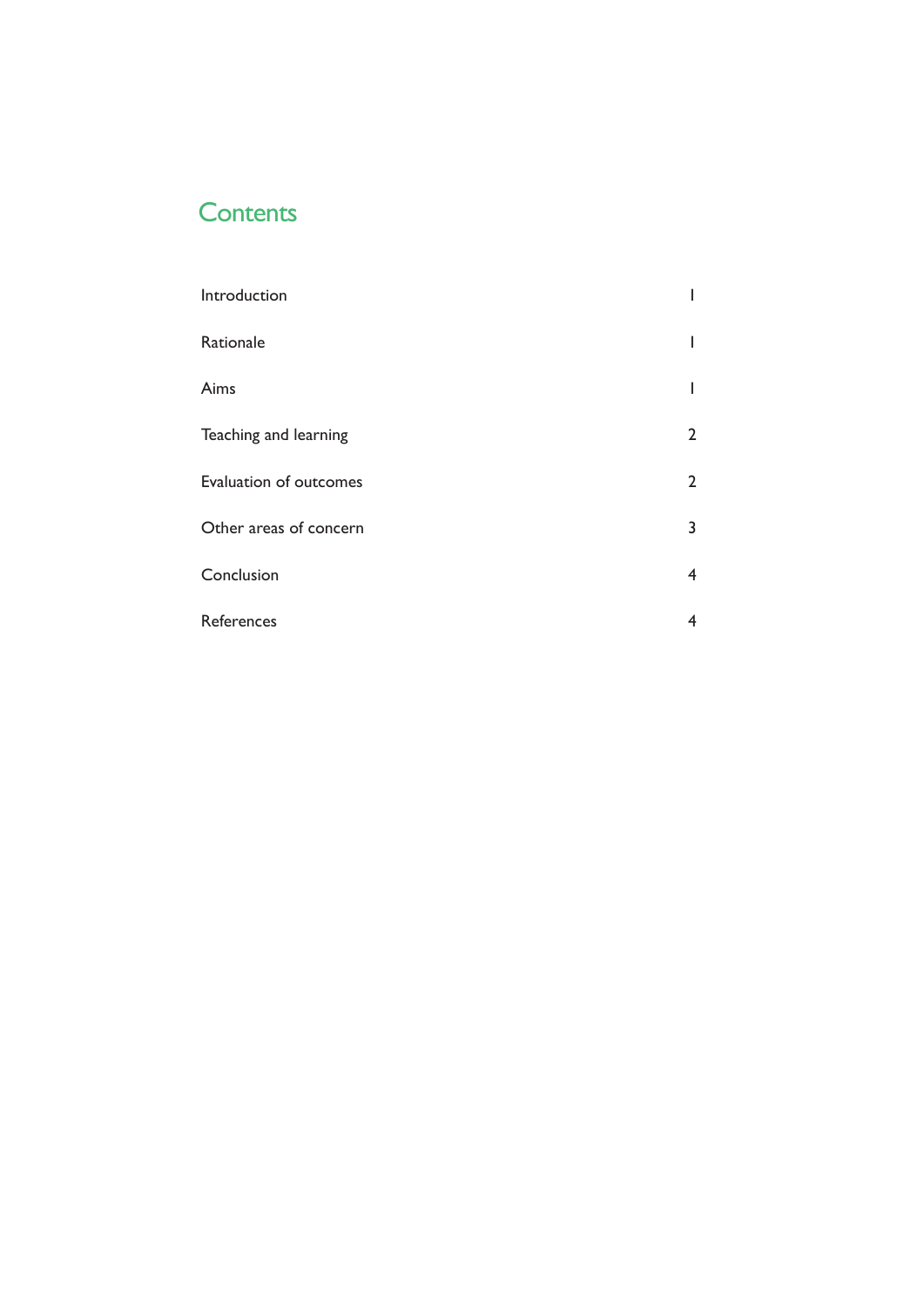# Contents

| | |
|---|---|
| Introduction | 1 |
| Rationale | 1 |
| Aims | 1 |
| Teaching and learning | 2 |
| Evaluation of outcomes | 2 |
| Other areas of concern | 3 |
| Conclusion | 4 |
| References | 4 |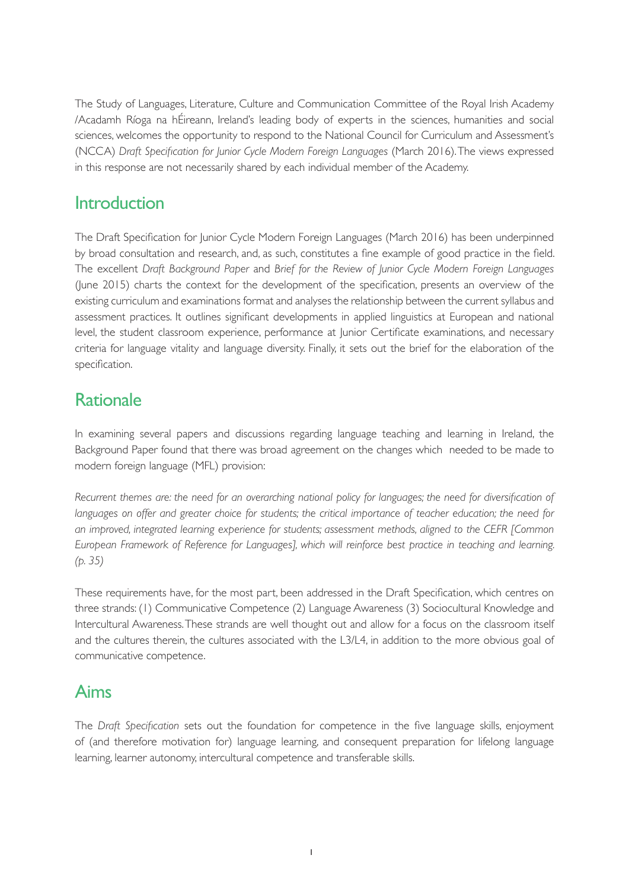The Study of Languages, Literature, Culture and Communication Committee of the Royal Irish Academy /Acadamh Ríoga na hÉireann, Ireland's leading body of experts in the sciences, humanities and social sciences, welcomes the opportunity to respond to the National Council for Curriculum and Assessment's (NCCA) *Draft Specification for Junior Cycle Modern Foreign Languages* (March 2016). The views expressed in this response are not necessarily shared by each individual member of the Academy.

## Introduction

The Draft Specification for Junior Cycle Modern Foreign Languages (March 2016) has been underpinned by broad consultation and research, and, as such, constitutes a fine example of good practice in the field. The excellent *Draft Background Paper* and *Brief for the Review of Junior Cycle Modern Foreign Languages* (June 2015) charts the context for the development of the specification, presents an overview of the existing curriculum and examinations format and analyses the relationship between the current syllabus and assessment practices. It outlines significant developments in applied linguistics at European and national level, the student classroom experience, performance at Junior Certificate examinations, and necessary criteria for language vitality and language diversity. Finally, it sets out the brief for the elaboration of the specification.

## Rationale

In examining several papers and discussions regarding language teaching and learning in Ireland, the Background Paper found that there was broad agreement on the changes which needed to be made to modern foreign language (MFL) provision:

*Recurrent themes are: the need for an overarching national policy for languages; the need for diversification of languages on offer and greater choice for students; the critical importance of teacher education; the need for an improved, integrated learning experience for students; assessment methods, aligned to the CEFR [Common European Framework of Reference for Languages], which will reinforce best practice in teaching and learning. (p. 35)*

These requirements have, for the most part, been addressed in the Draft Specification, which centres on three strands: (1) Communicative Competence (2) Language Awareness (3) Sociocultural Knowledge and Intercultural Awareness. These strands are well thought out and allow for a focus on the classroom itself and the cultures therein, the cultures associated with the L3/L4, in addition to the more obvious goal of communicative competence.

## Aims

The *Draft Specification* sets out the foundation for competence in the five language skills, enjoyment of (and therefore motivation for) language learning, and consequent preparation for lifelong language learning, learner autonomy, intercultural competence and transferable skills.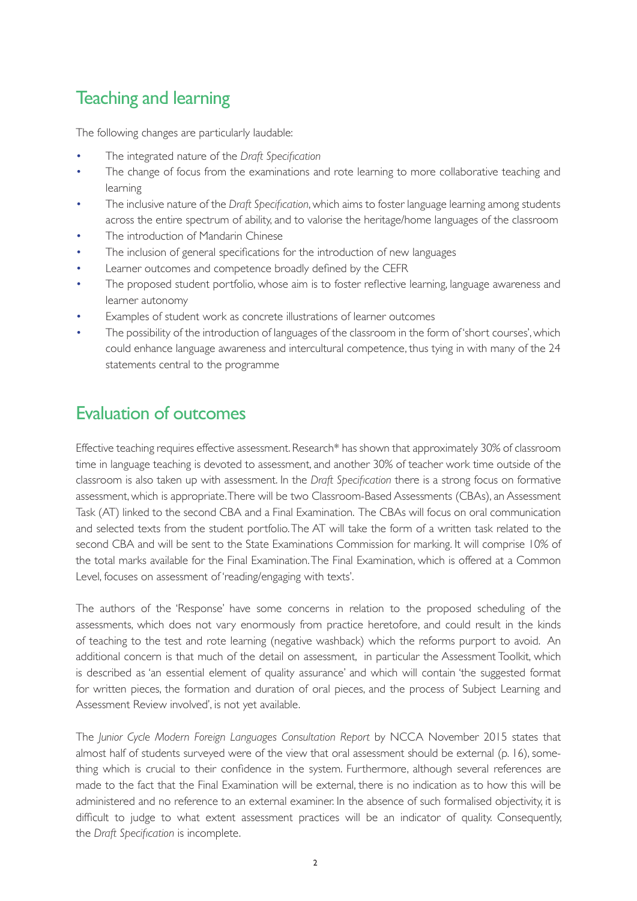## Teaching and learning

The following changes are particularly laudable:

- The integrated nature of the *Draft Specification*
- The change of focus from the examinations and rote learning to more collaborative teaching and learning
- The inclusive nature of the *Draft Specification*, which aims to foster language learning among students across the entire spectrum of ability, and to valorise the heritage/home languages of the classroom
- The introduction of Mandarin Chinese
- The inclusion of general specifications for the introduction of new languages
- Learner outcomes and competence broadly defined by the CEFR
- The proposed student portfolio, whose aim is to foster reflective learning, language awareness and learner autonomy
- Examples of student work as concrete illustrations of learner outcomes
- The possibility of the introduction of languages of the classroom in the form of 'short courses', which could enhance language awareness and intercultural competence, thus tying in with many of the 24 statements central to the programme

## Evaluation of outcomes

Effective teaching requires effective assessment. Research* has shown that approximately 30% of classroom time in language teaching is devoted to assessment, and another 30% of teacher work time outside of the classroom is also taken up with assessment. In the *Draft Specification* there is a strong focus on formative assessment, which is appropriate. There will be two Classroom-Based Assessments (CBAs), an Assessment Task (AT) linked to the second CBA and a Final Examination. The CBAs will focus on oral communication and selected texts from the student portfolio. The AT will take the form of a written task related to the second CBA and will be sent to the State Examinations Commission for marking. It will comprise 10% of the total marks available for the Final Examination. The Final Examination, which is offered at a Common Level, focuses on assessment of 'reading/engaging with texts'.

The authors of the 'Response' have some concerns in relation to the proposed scheduling of the assessments, which does not vary enormously from practice heretofore, and could result in the kinds of teaching to the test and rote learning (negative washback) which the reforms purport to avoid. An additional concern is that much of the detail on assessment, in particular the Assessment Toolkit, which is described as 'an essential element of quality assurance' and which will contain 'the suggested format for written pieces, the formation and duration of oral pieces, and the process of Subject Learning and Assessment Review involved', is not yet available.

The *Junior Cycle Modern Foreign Languages Consultation Report* by NCCA November 2015 states that almost half of students surveyed were of the view that oral assessment should be external (p. 16), something which is crucial to their confidence in the system. Furthermore, although several references are made to the fact that the Final Examination will be external, there is no indication as to how this will be administered and no reference to an external examiner. In the absence of such formalised objectivity, it is difficult to judge to what extent assessment practices will be an indicator of quality. Consequently, the *Draft Specification* is incomplete.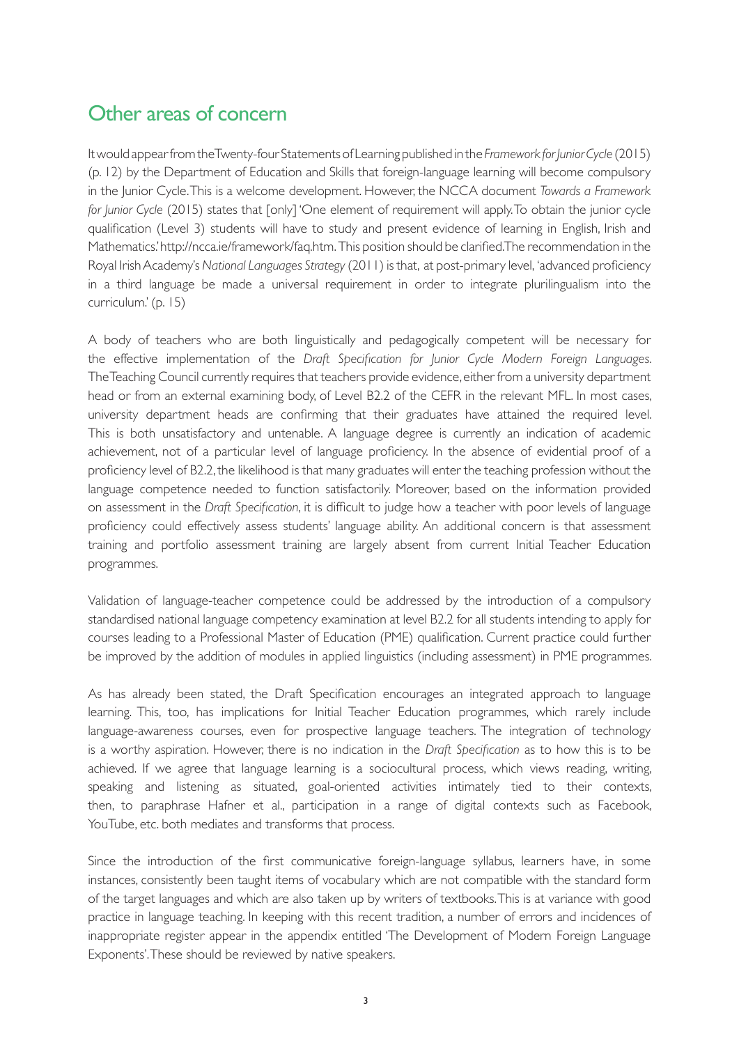## Other areas of concern

It would appear from the Twenty-four Statements of Learning published in the *Framework for Junior Cycle* (2015) (p. 12) by the Department of Education and Skills that foreign-language learning will become compulsory in the Junior Cycle. This is a welcome development. However, the NCCA document *Towards a Framework for Junior Cycle* (2015) states that [only] 'One element of requirement will apply. To obtain the junior cycle qualification (Level 3) students will have to study and present evidence of learning in English, Irish and Mathematics.' http://ncca.ie/framework/faq.htm. This position should be clarified. The recommendation in the Royal Irish Academy's *National Languages Strategy* (2011) is that, at post-primary level, 'advanced proficiency in a third language be made a universal requirement in order to integrate plurilingualism into the curriculum.' (p. 15)

A body of teachers who are both linguistically and pedagogically competent will be necessary for the effective implementation of the *Draft Specification for Junior Cycle Modern Foreign Languages*. The Teaching Council currently requires that teachers provide evidence, either from a university department head or from an external examining body, of Level B2.2 of the CEFR in the relevant MFL. In most cases, university department heads are confirming that their graduates have attained the required level. This is both unsatisfactory and untenable. A language degree is currently an indication of academic achievement, not of a particular level of language proficiency. In the absence of evidential proof of a proficiency level of B2.2, the likelihood is that many graduates will enter the teaching profession without the language competence needed to function satisfactorily. Moreover, based on the information provided on assessment in the *Draft Specification*, it is difficult to judge how a teacher with poor levels of language proficiency could effectively assess students' language ability. An additional concern is that assessment training and portfolio assessment training are largely absent from current Initial Teacher Education programmes.

Validation of language-teacher competence could be addressed by the introduction of a compulsory standardised national language competency examination at level B2.2 for all students intending to apply for courses leading to a Professional Master of Education (PME) qualification. Current practice could further be improved by the addition of modules in applied linguistics (including assessment) in PME programmes.

As has already been stated, the Draft Specification encourages an integrated approach to language learning. This, too, has implications for Initial Teacher Education programmes, which rarely include language-awareness courses, even for prospective language teachers. The integration of technology is a worthy aspiration. However, there is no indication in the *Draft Specification* as to how this is to be achieved. If we agree that language learning is a sociocultural process, which views reading, writing, speaking and listening as situated, goal-oriented activities intimately tied to their contexts, then, to paraphrase Hafner et al., participation in a range of digital contexts such as Facebook, YouTube, etc. both mediates and transforms that process.

Since the introduction of the first communicative foreign-language syllabus, learners have, in some instances, consistently been taught items of vocabulary which are not compatible with the standard form of the target languages and which are also taken up by writers of textbooks. This is at variance with good practice in language teaching. In keeping with this recent tradition, a number of errors and incidences of inappropriate register appear in the appendix entitled 'The Development of Modern Foreign Language Exponents'. These should be reviewed by native speakers.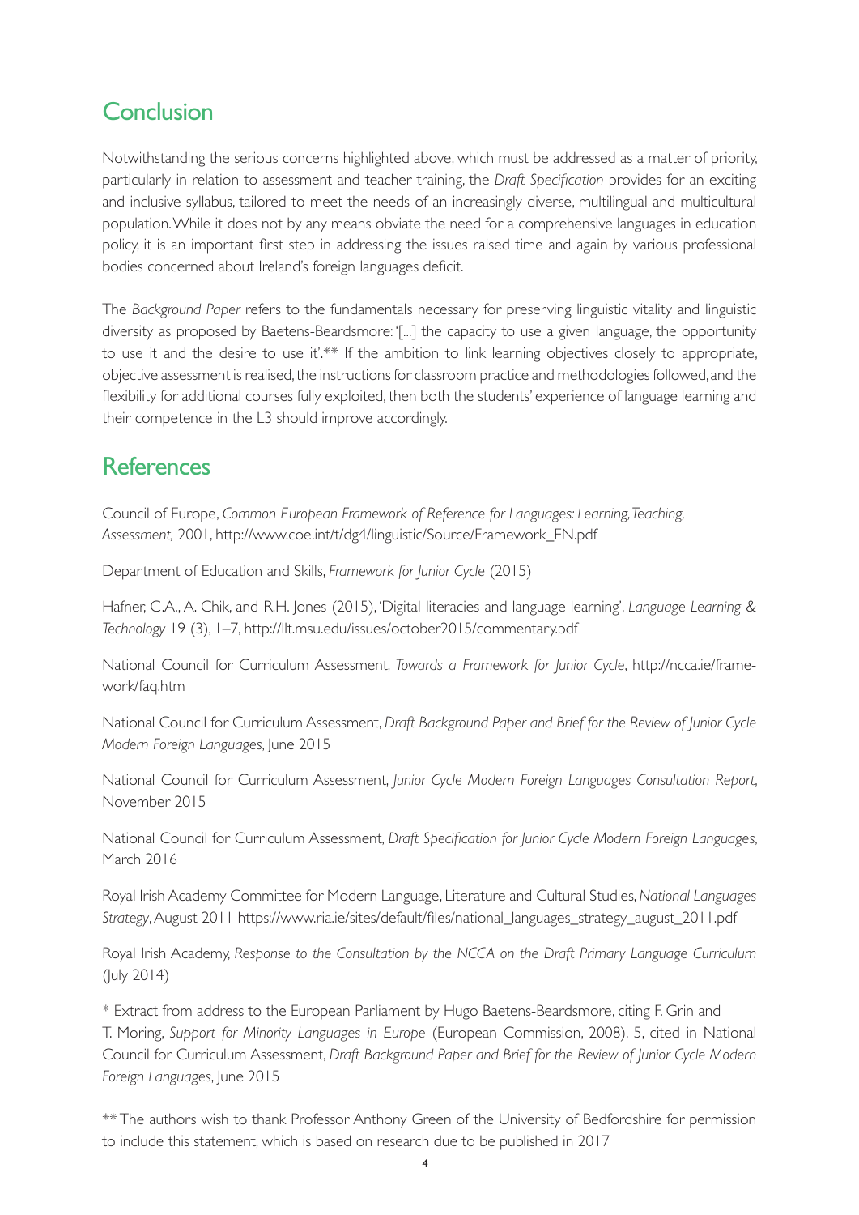## Conclusion

Notwithstanding the serious concerns highlighted above, which must be addressed as a matter of priority, particularly in relation to assessment and teacher training, the *Draft Specification* provides for an exciting and inclusive syllabus, tailored to meet the needs of an increasingly diverse, multilingual and multicultural population. While it does not by any means obviate the need for a comprehensive languages in education policy, it is an important first step in addressing the issues raised time and again by various professional bodies concerned about Ireland's foreign languages deficit.

The *Background Paper* refers to the fundamentals necessary for preserving linguistic vitality and linguistic diversity as proposed by Baetens-Beardsmore: '[...] the capacity to use a given language, the opportunity to use it and the desire to use it'.** If the ambition to link learning objectives closely to appropriate, objective assessment is realised, the instructions for classroom practice and methodologies followed, and the flexibility for additional courses fully exploited, then both the students' experience of language learning and their competence in the L3 should improve accordingly.

## References

Council of Europe, *Common European Framework of Reference for Languages: Learning, Teaching, Assessment,* 2001, http://www.coe.int/t/dg4/linguistic/Source/Framework_EN.pdf

Department of Education and Skills, *Framework for Junior Cycle* (2015)

Hafner, C.A., A. Chik, and R.H. Jones (2015), 'Digital literacies and language learning', *Language Learning & Technology* 19 (3), 1–7, http://llt.msu.edu/issues/october2015/commentary.pdf

National Council for Curriculum Assessment, *Towards a Framework for Junior Cycle*, http://ncca.ie/framework/faq.htm

National Council for Curriculum Assessment, *Draft Background Paper and Brief for the Review of Junior Cycle Modern Foreign Languages*, June 2015

National Council for Curriculum Assessment, *Junior Cycle Modern Foreign Languages Consultation Report*, November 2015

National Council for Curriculum Assessment, *Draft Specification for Junior Cycle Modern Foreign Languages*, March 2016

Royal Irish Academy Committee for Modern Language, Literature and Cultural Studies, *National Languages Strategy*, August 2011 https://www.ria.ie/sites/default/files/national_languages_strategy_august_2011.pdf

Royal Irish Academy, *Response to the Consultation by the NCCA on the Draft Primary Language Curriculum* (July 2014)

\* Extract from address to the European Parliament by Hugo Baetens-Beardsmore, citing F. Grin and T. Moring, *Support for Minority Languages in Europe* (European Commission, 2008), 5, cited in National Council for Curriculum Assessment, *Draft Background Paper and Brief for the Review of Junior Cycle Modern Foreign Languages*, June 2015

** The authors wish to thank Professor Anthony Green of the University of Bedfordshire for permission to include this statement, which is based on research due to be published in 2017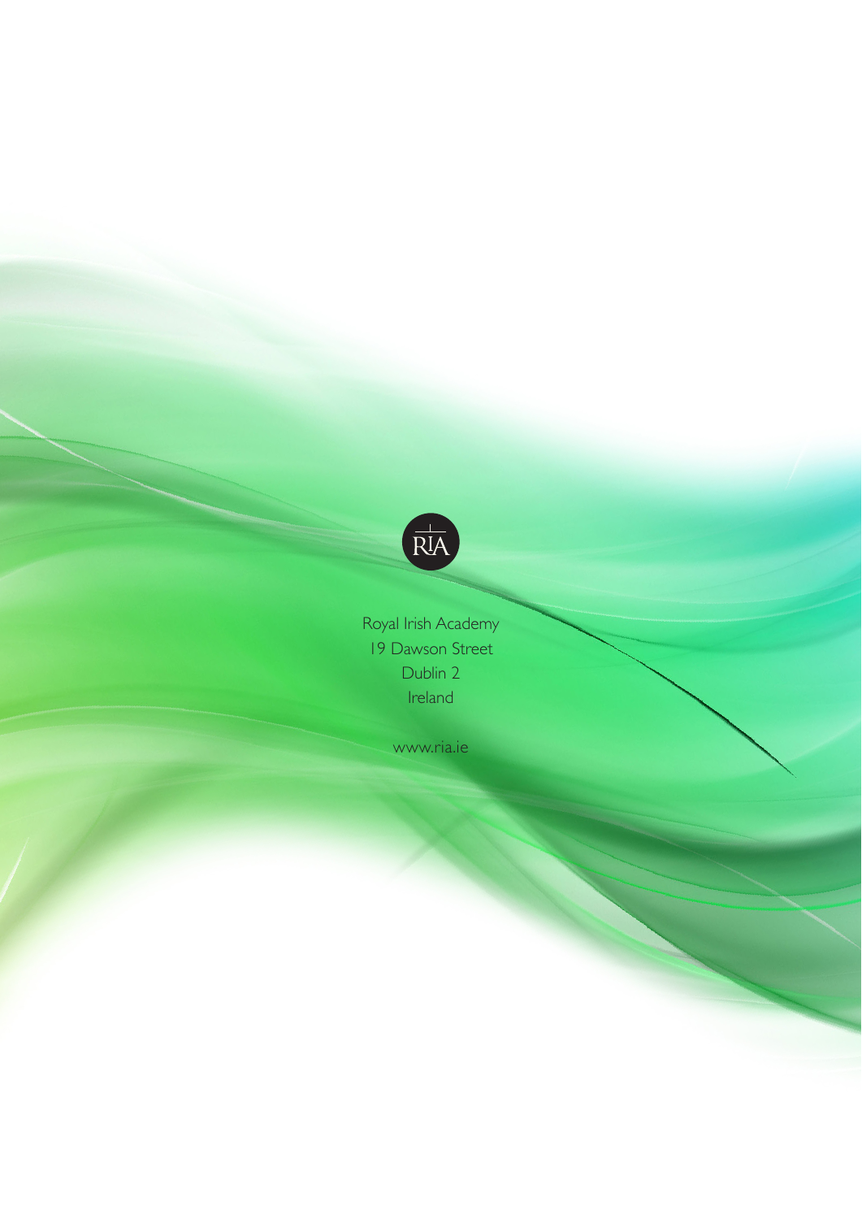RIA

Royal Irish Academy
19 Dawson Street
Dublin 2
Ireland

www.ria.ie